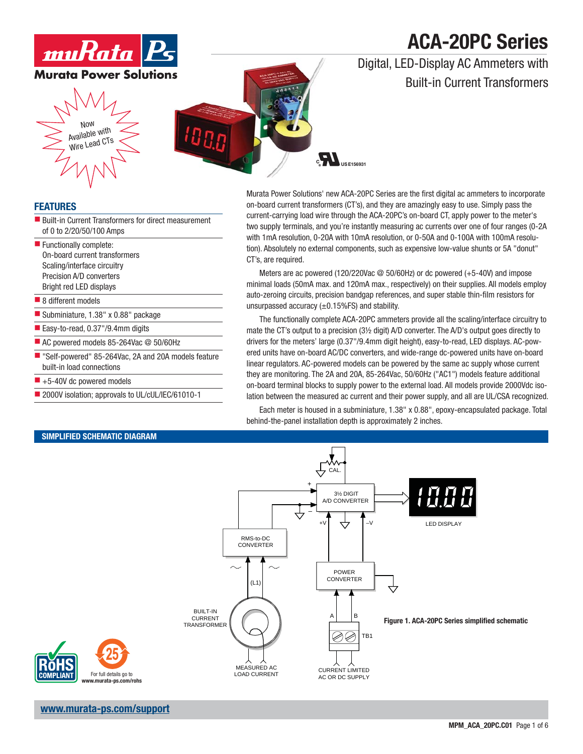# ACA-20PC Series

## Digital, LED-Display AC Ammeters with Built-in Current Transformers

Now Available with Wire Lead CTs

## FEATURES

- Built-in Current Transformers for direct measurement of 0 to 2/20/50/100 Amps
- Functionally complete:
  On-board current transformers
  Scaling/interface circuitry
  Precision A/D converters
  Bright red LED displays
- 8 different models
- Subminiature, 1.38" x 0.88" package
- Easy-to-read, 0.37"/9.4mm digits
- AC powered models 85-264Vac @ 50/60Hz
- "Self-powered" 85-264Vac, 2A and 20A models feature built-in load connections
- +5-40V dc powered models
- 2000V isolation; approvals to UL/cUL/IEC/61010-1

Murata Power Solutions' new ACA-20PC Series are the first digital ac ammeters to incorporate on-board current transformers (CT's), and they are amazingly easy to use. Simply pass the current-carrying load wire through the ACA-20PC's on-board CT, apply power to the meter's two supply terminals, and you're instantly measuring ac currents over one of four ranges (0-2A with 1mA resolution, 0-20A with 10mA resolution, or 0-50A and 0-100A with 100mA resolution). Absolutely no external components, such as expensive low-value shunts or 5A "donut" CT's, are required.

Meters are ac powered (120/220Vac @ 50/60Hz) or dc powered (+5-40V) and impose minimal loads (50mA max. and 120mA max., respectively) on their supplies. All models employ auto-zeroing circuits, precision bandgap references, and super stable thin-film resistors for unsurpassed accuracy (±0.15%FS) and stability.

The functionally complete ACA-20PC ammeters provide all the scaling/interface circuitry to mate the CT's output to a precision (3½ digit) A/D converter. The A/D's output goes directly to drivers for the meters' large (0.37"/9.4mm digit height), easy-to-read, LED displays. AC-powered units have on-board AC/DC converters, and wide-range dc-powered units have on-board linear regulators. AC-powered models can be powered by the same ac supply whose current they are monitoring. The 2A and 20A, 85-264Vac, 50/60Hz ("AC1") models feature additional on-board terminal blocks to supply power to the external load. All models provide 2000Vdc isolation between the measured ac current and their power supply, and all are UL/CSA recognized.

Each meter is housed in a subminiature, 1.38" x 0.88", epoxy-encapsulated package. Total behind-the-panel installation depth is approximately 2 inches.

## SIMPLIFIED SCHEMATIC DIAGRAM

**Figure 1. ACA-20PC Series simplified schematic**

For full details go to www.murata-ps.com/rohs

www.murata-ps.com/support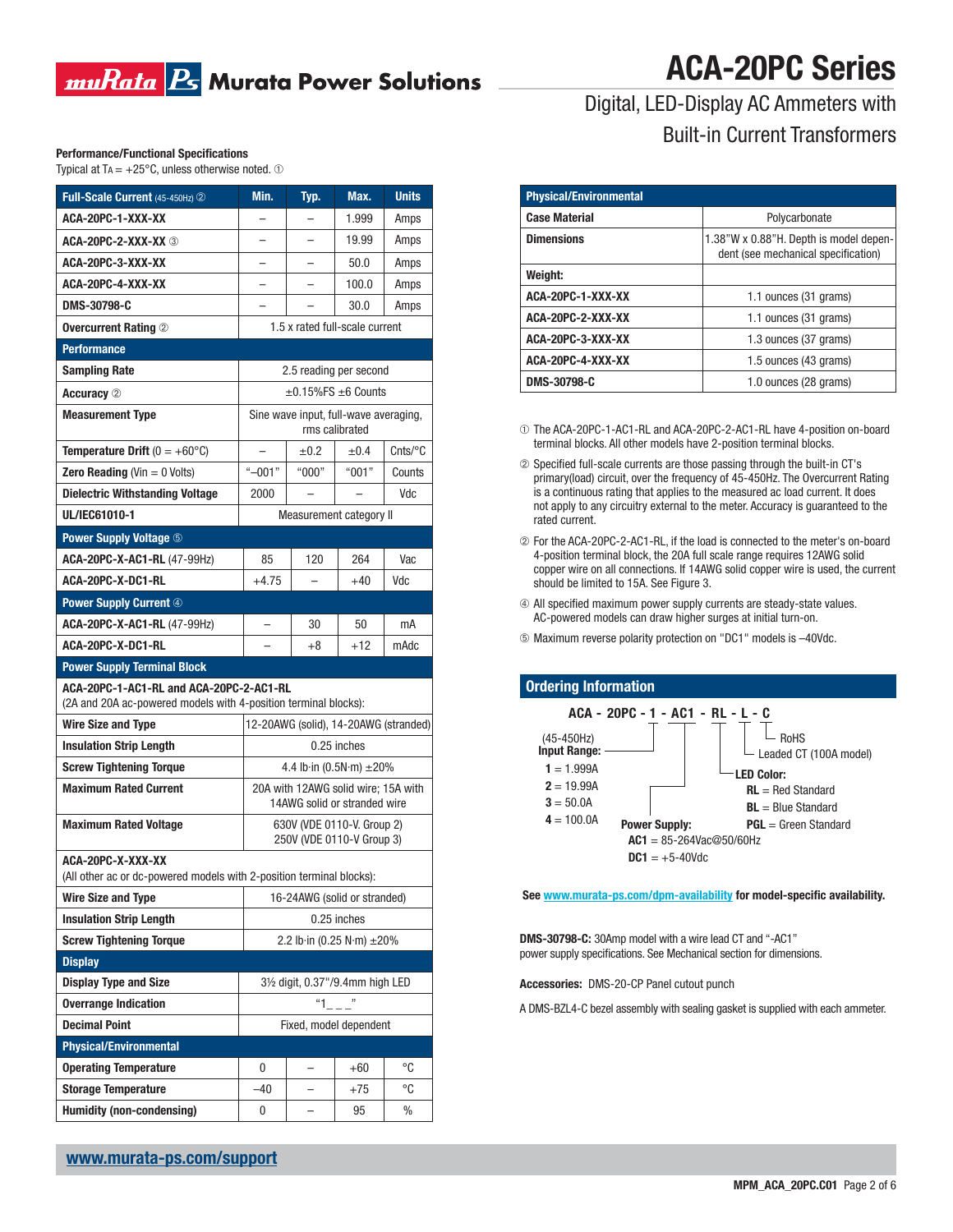# ACA-20PC Series

## Digital, LED-Display AC Ammeters with Built-in Current Transformers

**Performance/Functional Specifications**

Typical at $T_A$ = +25°C, unless noted otherwise noted. ①

| Full-Scale Current (45-450Hz) ② | Min. | Typ. | Max. | Units |
|---|---|---|---|---|
| **ACA-20PC-1-XXX-XX** | – | – | 1.999 | Amps |
| **ACA-20PC-2-XXX-XX** ③ | – | – | 19.99 | Amps |
| **ACA-20PC-3-XXX-XX** | – | – | 50.0 | Amps |
| **ACA-20PC-4-XXX-XX** | – | – | 100.0 | Amps |
| **DMS-30798-C** | – | – | 30.0 | Amps |
| **Overcurrent Rating** ② | 1.5 x rated full-scale current | | | |
| **Performance** | | | | |
| **Sampling Rate** | 2.5 reading per second | | | |
| **Accuracy** ② | ±0.15%FS ±6 Counts | | | |
| **Measurement Type** | Sine wave input, full-wave averaging, rms calibrated | | | |
| **Temperature Drift** (0 = +60°C) | – | ±0.2 | ±0.4 | Cnts/°C |
| **Zero Reading** (Vin = 0 Volts) | "–001" | "000" | "001" | Counts |
| **Dielectric Withstanding Voltage** | 2000 | – | – | Vdc |
| **UL/IEC61010-1** | Measurement category II | | | |
| **Power Supply Voltage** ⑤ | | | | |
| **ACA-20PC-X-AC1-RL** (47-99Hz) | 85 | 120 | 264 | Vac |
| **ACA-20PC-X-DC1-RL** | +4.75 | – | +40 | Vdc |
| **Power Supply Current** ④ | | | | |
| **ACA-20PC-X-AC1-RL** (47-99Hz) | – | 30 | 50 | mA |
| **ACA-20PC-X-DC1-RL** | – | +8 | +12 | mAdc |

**Power Supply Terminal Block**

**ACA-20PC-1-AC1-RL and ACA-20PC-2-AC1-RL**
(2A and 20A ac-powered models with 4-position terminal blocks):

| | |
|---|---|
| **Wire Size and Type** | 12-20AWG (solid), 14-20AWG (stranded) |
| **Insulation Strip Length** | 0.25 inches |
| **Screw Tightening Torque** | 4.4 lb·in (0.5N·m) ±20% |
| **Maximum Rated Current** | 20A with 12AWG solid wire; 15A with 14AWG solid or stranded wire |
| **Maximum Rated Voltage** | 630V (VDE 0110-V. Group 2) 250V (VDE 0110-V Group 3) |

**ACA-20PC-X-XXX-XX**
(All other ac or dc-powered models with 2-position terminal blocks):

| | |
|---|---|
| **Wire Size and Type** | 16-24AWG (solid or stranded) |
| **Insulation Strip Length** | 0.25 inches |
| **Screw Tightening Torque** | 2.2 lb·in (0.25 N·m) ±20% |

| Display | | | | |
|---|---|---|---|---|
| **Display Type and Size** | 3½ digit, 0.37"/9.4mm high LED | | | |
| **Overrange Indication** | "1_ _ _" | | | |
| **Decimal Point** | Fixed, model dependent | | | |
| **Physical/Environmental** | | | | |
| **Operating Temperature** | 0 | – | +60 | °C |
| **Storage Temperature** | –40 | – | +75 | °C |
| **Humidity (non-condensing)** | 0 | – | 95 | % |

| Physical/Environmental | |
|---|---|
| **Case Material** | Polycarbonate |
| **Dimensions** | 1.38"W x 0.88"H. Depth is model dependent (see mechanical specification) |
| **Weight:** | |
| **ACA-20PC-1-XXX-XX** | 1.1 ounces (31 grams) |
| **ACA-20PC-2-XXX-XX** | 1.1 ounces (31 grams) |
| **ACA-20PC-3-XXX-XX** | 1.3 ounces (37 grams) |
| **ACA-20PC-4-XXX-XX** | 1.5 ounces (43 grams) |
| **DMS-30798-C** | 1.0 ounces (28 grams) |

① The ACA-20PC-1-AC1-RL and ACA-20PC-2-AC1-RL have 4-position on-board terminal blocks. All other models have 2-position terminal blocks.

② Specified full-scale currents are those passing through the built-in CT's primary(load) circuit, over the frequency of 45-450Hz. The Overcurrent Rating is a continuous rating that applies to the measured ac load current. It does not apply to any circuitry external to the meter. Accuracy is guaranteed to the rated current.

③ For the ACA-20PC-2-AC1-RL, if the load is connected to the meter's on-board 4-position terminal block, the 20A full scale range requires 12AWG solid copper wire on all connections. If 14AWG solid copper wire is used, the current should be limited to 15A. See Figure 3.

④ All specified maximum power supply currents are steady-state values. AC-powered models can draw higher surges at initial turn-on.

⑤ Maximum reverse polarity protection on "DC1" models is –40Vdc.

## Ordering Information

**ACA - 20PC - 1 - AC1 - RL - L - C**

- **Input Range:** (45-450Hz)
  - **1** = 1.999A
  - **2** = 19.99A
  - **3** = 50.0A
  - **4** = 100.0A
- **Power Supply:**
  - **AC1** = 85-264Vac@50/60Hz
  - **DC1** = +5-40Vdc
- **LED Color:**
  - **RL** = Red Standard
  - **BL** = Blue Standard
  - **PGL** = Green Standard
- **L** = Leaded CT (100A model)
- **C** = RoHS

**See [www.murata-ps.com/dpm-availability](http://www.murata-ps.com/dpm-availability) for model-specific availability.**

**DMS-30798-C:** 30Amp model with a wire lead CT and "-AC1" power supply specifications. See Mechanical section for dimensions.

**Accessories:** DMS-20-CP Panel cutout punch

A DMS-BZL4-C bezel assembly with sealing gasket is supplied with each ammeter.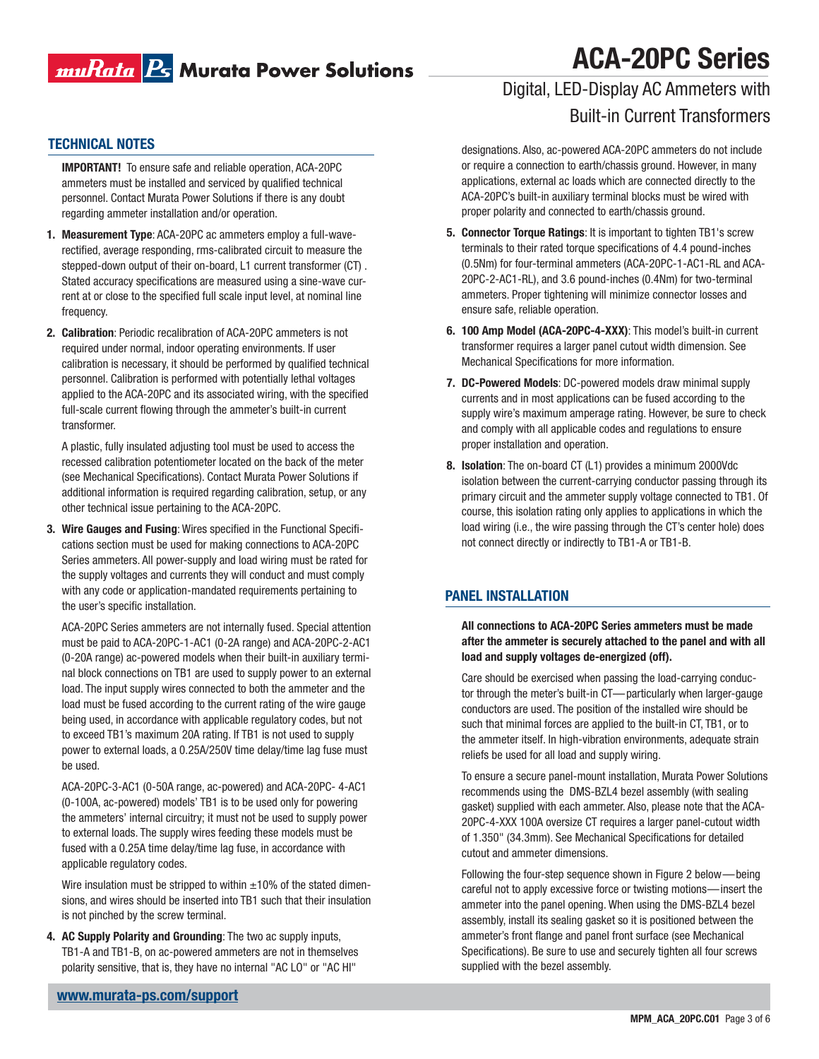## TECHNICAL NOTES

**IMPORTANT!** To ensure safe and reliable operation, ACA-20PC ammeters must be installed and serviced by qualified technical personnel. Contact Murata Power Solutions if there is any doubt regarding ammeter installation and/or operation.

1. **Measurement Type**: ACA-20PC ac ammeters employ a full-wave-rectified, average responding, rms-calibrated circuit to measure the stepped-down output of their on-board, L1 current transformer (CT) . Stated accuracy specifications are measured using a sine-wave current at or close to the specified full scale input level, at nominal line frequency.

2. **Calibration**: Periodic recalibration of ACA-20PC ammeters is not required under normal, indoor operating environments. If user calibration is necessary, it should be performed by qualified technical personnel. Calibration is performed with potentially lethal voltages applied to the ACA-20PC and its associated wiring, with the specified full-scale current flowing through the ammeter's built-in current transformer.

   A plastic, fully insulated adjusting tool must be used to access the recessed calibration potentiometer located on the back of the meter (see Mechanical Specifications). Contact Murata Power Solutions if additional information is required regarding calibration, setup, or any other technical issue pertaining to the ACA-20PC.

3. **Wire Gauges and Fusing**: Wires specified in the Functional Specifications section must be used for making connections to ACA-20PC Series ammeters. All power-supply and load wiring must be rated for the supply voltages and currents they will conduct and must comply with any code or application-mandated requirements pertaining to the user's specific installation.

   ACA-20PC Series ammeters are not internally fused. Special attention must be paid to ACA-20PC-1-AC1 (0-2A range) and ACA-20PC-2-AC1 (0-20A range) ac-powered models when their built-in auxiliary terminal block connections on TB1 are used to supply power to an external load. The input supply wires connected to both the ammeter and the load must be fused according to the current rating of the wire gauge being used, in accordance with applicable regulatory codes, but not to exceed TB1's maximum 20A rating. If TB1 is not used to supply power to external loads, a 0.25A/250V time delay/time lag fuse must be used.

   ACA-20PC-3-AC1 (0-50A range, ac-powered) and ACA-20PC- 4-AC1 (0-100A, ac-powered) models' TB1 is to be used only for powering the ammeters' internal circuitry; it must not be used to supply power to external loads. The supply wires feeding these models must be fused with a 0.25A time delay/time lag fuse, in accordance with applicable regulatory codes.

   Wire insulation must be stripped to within ±10% of the stated dimensions, and wires should be inserted into TB1 such that their insulation is not pinched by the screw terminal.

4. **AC Supply Polarity and Grounding**: The two ac supply inputs, TB1-A and TB1-B, on ac-powered ammeters are not in themselves polarity sensitive, that is, they have no internal "AC LO" or "AC HI" designations. Also, ac-powered ACA-20PC ammeters do not include or require a connection to earth/chassis ground. However, in many applications, external ac loads which are connected directly to the ACA-20PC's built-in auxiliary terminal blocks must be wired with proper polarity and connected to earth/chassis ground.

5. **Connector Torque Ratings**: It is important to tighten TB1's screw terminals to their rated torque specifications of 4.4 pound-inches (0.5Nm) for four-terminal ammeters (ACA-20PC-1-AC1-RL and ACA-20PC-2-AC1-RL), and 3.6 pound-inches (0.4Nm) for two-terminal ammeters. Proper tightening will minimize connector losses and ensure safe, reliable operation.

6. **100 Amp Model (ACA-20PC-4-XXX)**: This model's built-in current transformer requires a larger panel cutout width dimension. See Mechanical Specifications for more information.

7. **DC-Powered Models**: DC-powered models draw minimal supply currents and in most applications can be fused according to the supply wire's maximum amperage rating. However, be sure to check and comply with all applicable codes and regulations to ensure proper installation and operation.

8. **Isolation**: The on-board CT (L1) provides a minimum 2000Vdc isolation between the current-carrying conductor passing through its primary circuit and the ammeter supply voltage connected to TB1. Of course, this isolation rating only applies to applications in which the load wiring (i.e., the wire passing through the CT's center hole) does not connect directly or indirectly to TB1-A or TB1-B.

## PANEL INSTALLATION

**All connections to ACA-20PC Series ammeters must be made after the ammeter is securely attached to the panel and with all load and supply voltages de-energized (off).**

Care should be exercised when passing the load-carrying conductor through the meter's built-in CT—particularly when larger-gauge conductors are used. The position of the installed wire should be such that minimal forces are applied to the built-in CT, TB1, or to the ammeter itself. In high-vibration environments, adequate strain reliefs be used for all load and supply wiring.

To ensure a secure panel-mount installation, Murata Power Solutions recommends using the DMS-BZL4 bezel assembly (with sealing gasket) supplied with each ammeter. Also, please note that the ACA-20PC-4-XXX 100A oversize CT requires a larger panel-cutout width of 1.350" (34.3mm). See Mechanical Specifications for detailed cutout and ammeter dimensions.

Following the four-step sequence shown in Figure 2 below—being careful not to apply excessive force or twisting motions—insert the ammeter into the panel opening. When using the DMS-BZL4 bezel assembly, install its sealing gasket so it is positioned between the ammeter's front flange and panel front surface (see Mechanical Specifications). Be sure to use and securely tighten all four screws supplied with the bezel assembly.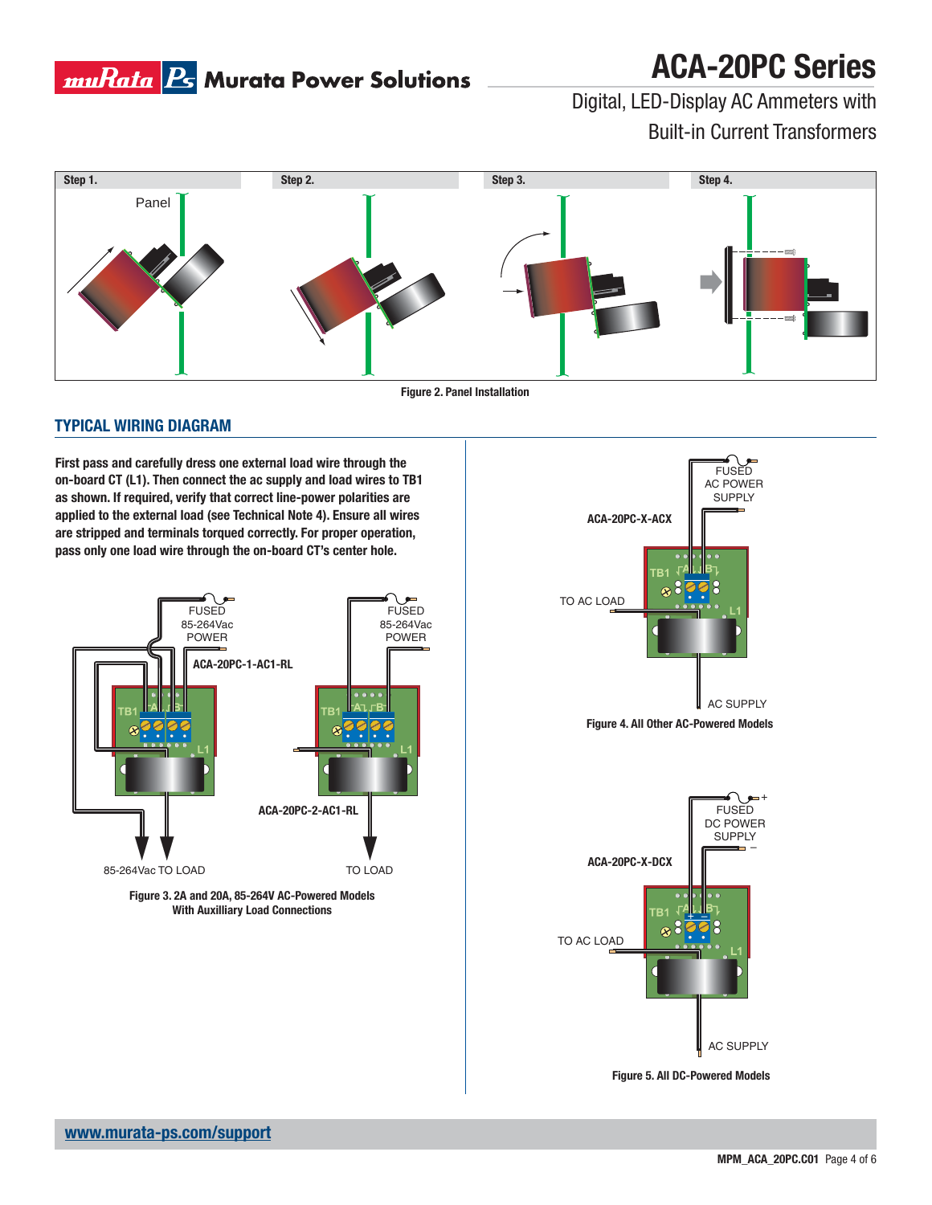Figure 2. Panel Installation

## TYPICAL WIRING DIAGRAM

**First pass and carefully dress one external load wire through the on-board CT (L1). Then connect the ac supply and load wires to TB1 as shown. If required, verify that correct line-power polarities are applied to the external load (see Technical Note 4). Ensure all wires are stripped and terminals torqued correctly. For proper operation, pass only one load wire through the on-board CT's center hole.**

Figure 3. 2A and 20A, 85-264V AC-Powered Models With Auxilliary Load Connections

Figure 4. All Other AC-Powered Models

Figure 5. All DC-Powered Models

www.murata-ps.com/support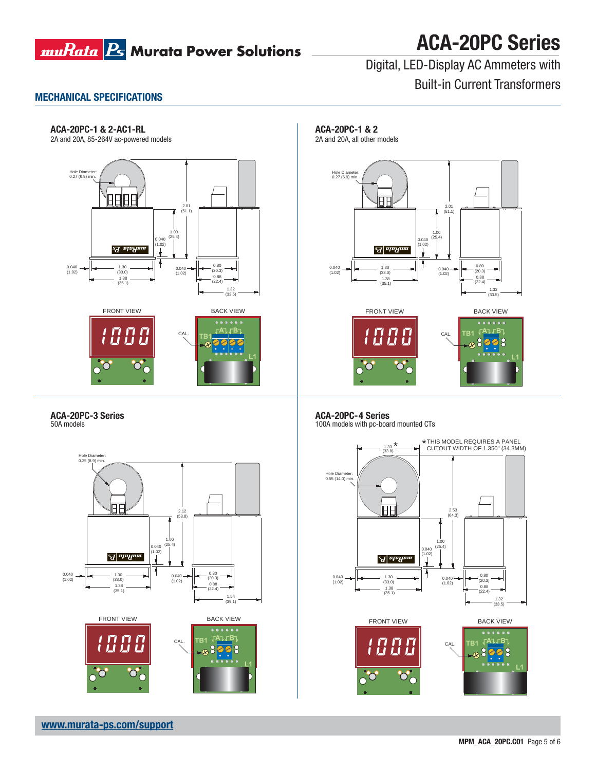## MECHANICAL SPECIFICATIONS

### ACA-20PC-1 & 2-AC1-RL

2A and 20A, 85-264V ac-powered models

Hole Diameter: 0.27 (6.9) min.

2.01 (51.1)

1.00 (25.4)

0.040 (1.02)

0.040 (1.02)

1.30 (33.0)

1.38 (35.1)

0.040 (1.02)

0.80 (20.3)

0.88 (22.4)

1.32 (33.5)

FRONT VIEW

BACK VIEW

CAL.

TB1 A B

L1

### ACA-20PC-1 & 2

2A and 20A, all other models

Hole Diameter: 0.27 (6.9) min.

2.01 (51.1)

1.00 (25.4)

0.040 (1.02)

0.040 (1.02)

1.30 (33.0)

1.38 (35.1)

0.040 (1.02)

0.80 (20.3)

0.88 (22.4)

1.32 (33.5)

FRONT VIEW

BACK VIEW

CAL.

TB1 A B

L1

### ACA-20PC-3 Series

50A models

Hole Diameter: 0.35 (8.9) min.

2.12 (53.8)

1.00 (25.4)

0.040 (1.02)

0.040 (1.02)

1.30 (33.0)

1.38 (35.1)

0.040 (1.02)

0.80 (20.3)

0.88 (22.4)

1.54 (39.1)

FRONT VIEW

BACK VIEW

CAL.

TB1 A B

L1

### ACA-20PC-4 Series

100A models with pc-board mounted CTs

1.33 (33.8) *

*THIS MODEL REQUIRES A PANEL CUTOUT WIDTH OF 1.350" (34.3MM)

Hole Diameter: 0.55 (14.0) min.

2.53 (64.3)

1.00 (25.4)

0.040 (1.02)

0.040 (1.02)

1.30 (33.0)

1.38 (35.1)

0.040 (1.02)

0.80 (20.3)

0.88 (22.4)

1.32 (33.5)

FRONT VIEW

BACK VIEW

CAL.

TB1 A B

L1

www.murata-ps.com/support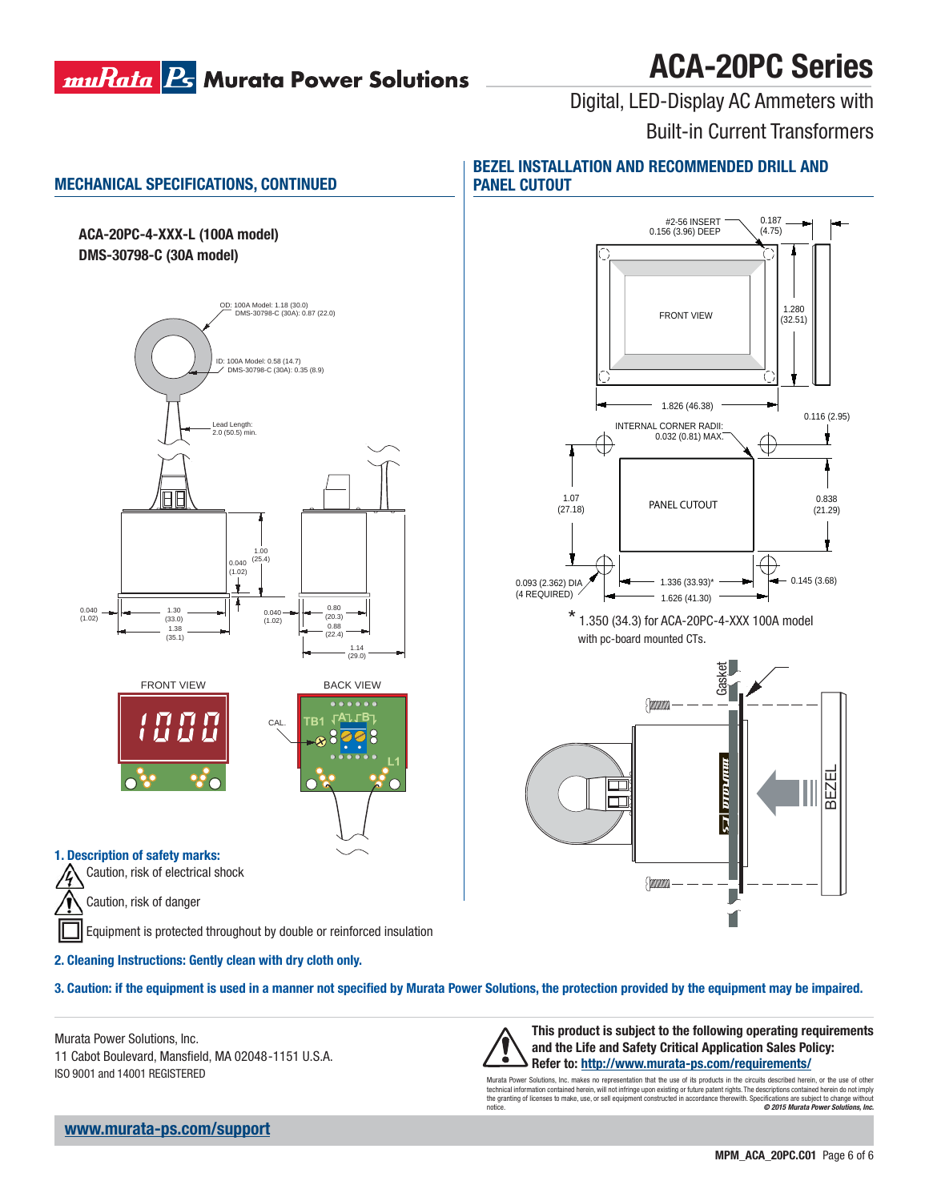# ACA-20PC Series

Digital, LED-Display AC Ammeters with Built-in Current Transformers

## MECHANICAL SPECIFICATIONS, CONTINUED

**ACA-20PC-4-XXX-L (100A model)**
**DMS-30798-C (30A model)**

OD: 100A Model: 1.18 (30.0)
DMS-30798-C (30A): 0.87 (22.0)

ID: 100A Model: 0.58 (14.7)
DMS-30798-C (30A): 0.35 (8.9)

Lead Length: 2.0 (50.5) min.

1.00 (25.4)
0.040 (1.02)
0.040 (1.02)
1.30 (33.0)
1.38 (35.1)
0.040 (1.02)
0.80 (20.3)
0.88 (22.4)
1.14 (29.0)

FRONT VIEW

BACK VIEW

CAL.

TB1 A B L1

## BEZEL INSTALLATION AND RECOMMENDED DRILL AND PANEL CUTOUT

#2-56 INSERT 0.156 (3.96) DEEP

0.187 (4.75)

FRONT VIEW

1.280 (32.51)

1.826 (46.38)

0.116 (2.95)

INTERNAL CORNER RADII: 0.032 (0.81) MAX.

1.07 (27.18)

PANEL CUTOUT

0.838 (21.29)

0.093 (2.362) DIA (4 REQUIRED)

1.336 (33.93)*

0.145 (3.68)

1.626 (41.30)

* 1.350 (34.3) for ACA-20PC-4-XXX 100A model with pc-board mounted CTs.

Gasket

BEZEL

### 1. Description of safety marks:

Caution, risk of electrical shock

Caution, risk of danger

Equipment is protected throughout by double or reinforced insulation

### 2. Cleaning Instructions: Gently clean with dry cloth only.

### 3. Caution: if the equipment is used in a manner not specified by Murata Power Solutions, the protection provided by the equipment may be impaired.

Murata Power Solutions, Inc.
11 Cabot Boulevard, Mansfield, MA 02048-1151 U.S.A.
ISO 9001 and 14001 REGISTERED

**This product is subject to the following operating requirements and the Life and Safety Critical Application Sales Policy:**
**Refer to: http://www.murata-ps.com/requirements/**

Murata Power Solutions, Inc. makes no representation that the use of its products in the circuits described herein, or the use of other technical information contained herein, will not infringe upon existing or future patent rights. The descriptions contained herein do not imply the granting of licenses to make, use, or sell equipment constructed in accordance therewith. Specifications are subject to change without notice.

*© 2015 Murata Power Solutions, Inc.*

www.murata-ps.com/support